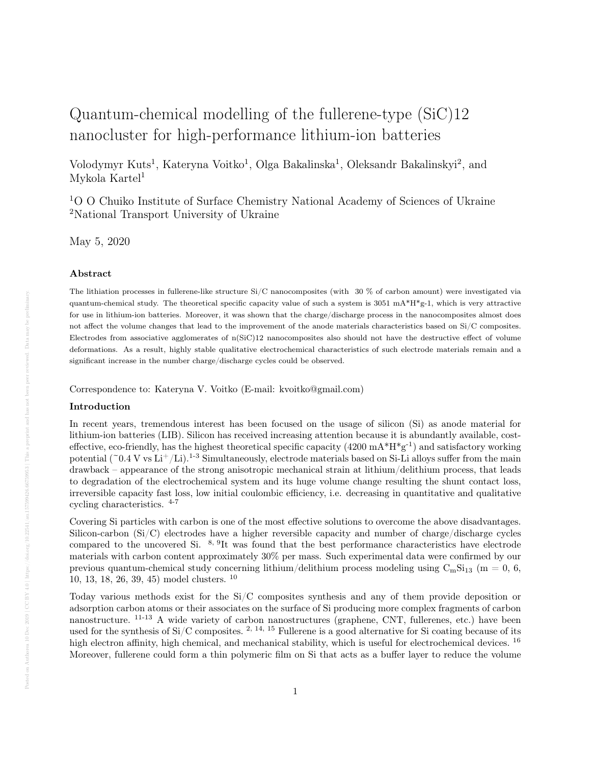# Quantum-chemical modelling of the fullerene-type (SiC)12 nanocluster for high-performance lithium-ion batteries

Volodymyr Kuts[1], Kateryna Voitko[1], Olga Bakalinska[1], Oleksandr Bakalinskyi[2], and Mykola Kartel[1]

[1]O O Chuiko Institute of Surface Chemistry National Academy of Sciences of Ukraine
[2]National Transport University of Ukraine

May 5, 2020

### Abstract

The lithiation processes in fullerene-like structure Si/C nanocomposites (with 30 % of carbon amount) were investigated via quantum-chemical study. The theoretical specific capacity value of such a system is 3051 mA*H*g-1, which is very attractive for use in lithium-ion batteries. Moreover, it was shown that the charge/discharge process in the nanocomposites almost does not affect the volume changes that lead to the improvement of the anode materials characteristics based on Si/C composites. Electrodes from associative agglomerates of n(SiC)12 nanocomposites also should not have the destructive effect of volume deformations. As a result, highly stable qualitative electrochemical characteristics of such electrode materials remain and a significant increase in the number charge/discharge cycles could be observed.

Correspondence to: Kateryna V. Voitko (E-mail: kvoitko@gmail.com)

### Introduction

In recent years, tremendous interest has been focused on the usage of silicon (Si) as anode material for lithium-ion batteries (LIB). Silicon has received increasing attention because it is abundantly available, cost-effective, eco-friendly, has the highest theoretical specific capacity (4200 mA*H*g$^{-1}$) and satisfactory working potential (~0.4 V vs $Li^+$/Li).[1-3] Simultaneously, electrode materials based on Si-Li alloys suffer from the main drawback – appearance of the strong anisotropic mechanical strain at lithium/delithium process, that leads to degradation of the electrochemical system and its huge volume change resulting the shunt contact loss, irreversible capacity fast loss, low initial coulombic efficiency, i.e. decreasing in quantitative and qualitative cycling characteristics. [4-7]

Covering Si particles with carbon is one of the most effective solutions to overcome the above disadvantages. Silicon-carbon (Si/C) electrodes have a higher reversible capacity and number of charge/discharge cycles compared to the uncovered Si. [8, 9]It was found that the best performance characteristics have electrode materials with carbon content approximately 30% per mass. Such experimental data were confirmed by our previous quantum-chemical study concerning lithium/delithium process modeling using $C_mSi_{13}$ (m = 0, 6, 10, 13, 18, 26, 39, 45) model clusters. [10]

Today various methods exist for the Si/C composites synthesis and any of them provide deposition or adsorption carbon atoms or their associates on the surface of Si producing more complex fragments of carbon nanostructure. [11-13] A wide variety of carbon nanostructures (graphene, CNT, fullerenes, etc.) have been used for the synthesis of Si/C composites. [2, 14, 15] Fullerene is a good alternative for Si coating because of its high electron affinity, high chemical, and mechanical stability, which is useful for electrochemical devices. [16] Moreover, fullerene could form a thin polymeric film on Si that acts as a buffer layer to reduce the volume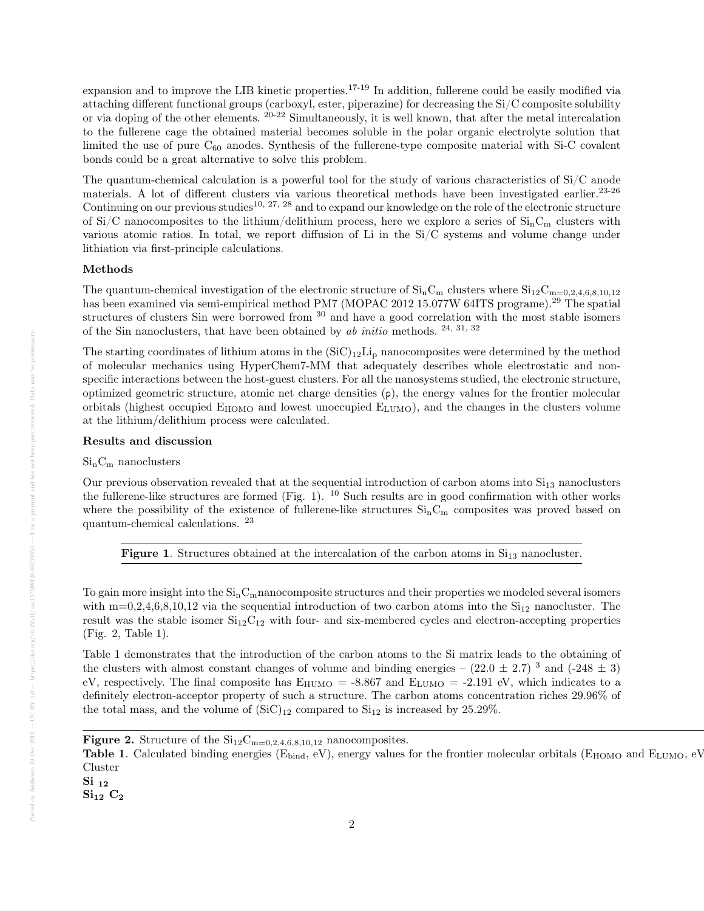expansion and to improve the LIB kinetic properties.[17-19] In addition, fullerene could be easily modified via attaching different functional groups (carboxyl, ester, piperazine) for decreasing the Si/C composite solubility or via doping of the other elements. [20-22] Simultaneously, it is well known, that after the metal intercalation to the fullerene cage the obtained material becomes soluble in the polar organic electrolyte solution that limited the use of pure $C_{60}$ anodes. Synthesis of the fullerene-type composite material with Si-C covalent bonds could be a great alternative to solve this problem.

The quantum-chemical calculation is a powerful tool for the study of various characteristics of Si/C anode materials. A lot of different clusters via various theoretical methods have been investigated earlier.[23-26] Continuing on our previous studies[10, 27, 28] and to expand our knowledge on the role of the electronic structure of Si/C nanocomposites to the lithium/delithium process, here we explore a series of $Si_nC_m$ clusters with various atomic ratios. In total, we report diffusion of Li in the Si/C systems and volume change under lithiation via first-principle calculations.

**Methods**

The quantum-chemical investigation of the electronic structure of $Si_nC_m$ clusters where $Si_{12}C_{m=0,2,4,6,8,10,12}$ has been examined via semi-empirical method PM7 (MOPAC 2012 15.077W 64ITS programe).[29] The spatial structures of clusters Sin were borrowed from [30] and have a good correlation with the most stable isomers of the Sin nanoclusters, that have been obtained by *ab initio* methods. [24, 31, 32]

The starting coordinates of lithium atoms in the $(SiC)_{12}Li_p$ nanocomposites were determined by the method of molecular mechanics using HyperChem7-MM that adequately describes whole electrostatic and non-specific interactions between the host-guest clusters. For all the nanosystems studied, the electronic structure, optimized geometric structure, atomic net charge densities (ρ), the energy values for the frontier molecular orbitals (highest occupied $E_{HOMO}$ and lowest unoccupied $E_{LUMO}$), and the changes in the clusters volume at the lithium/delithium process were calculated.

**Results and discussion**

$Si_nC_m$ nanoclusters

Our previous observation revealed that at the sequential introduction of carbon atoms into $Si_{13}$ nanoclusters the fullerene-like structures are formed (Fig. 1). [10] Such results are in good confirmation with other works where the possibility of the existence of fullerene-like structures $Si_nC_m$ composites was proved based on quantum-chemical calculations. [23]

**Figure 1**. Structures obtained at the intercalation of the carbon atoms in $Si_{13}$ nanocluster.

To gain more insight into the $Si_nC_m$nanocomposite structures and their properties we modeled several isomers with m=0,2,4,6,8,10,12 via the sequential introduction of two carbon atoms into the $Si_{12}$ nanocluster. The result was the stable isomer $Si_{12}C_{12}$ with four- and six-membered cycles and electron-accepting properties (Fig. 2, Table 1).

Table 1 demonstrates that the introduction of the carbon atoms to the Si matrix leads to the obtaining of the clusters with almost constant changes of volume and binding energies – $(22.0 \pm 2.7)$ [3] and $(-248 \pm 3)$ eV, respectively. The final composite has $E_{HUMO}$ = -8.867 and $E_{LUMO}$ = -2.191 eV, which indicates to a definitely electron-acceptor property of such a structure. The carbon atoms concentration riches 29.96% of the total mass, and the volume of $(SiC)_{12}$ compared to $Si_{12}$ is increased by 25.29%.

**Figure 2.** Structure of the $Si_{12}C_{m=0,2,4,6,8,10,12}$ nanocomposites.

**Table 1**. Calculated binding energies ($E_{bind}$, eV), energy values for the frontier molecular orbitals ($E_{HOMO}$ and $E_{LUMO}$, eV

| Cluster |
|---|
| **$Si_{12}$** |
| **$Si_{12}C_2$** |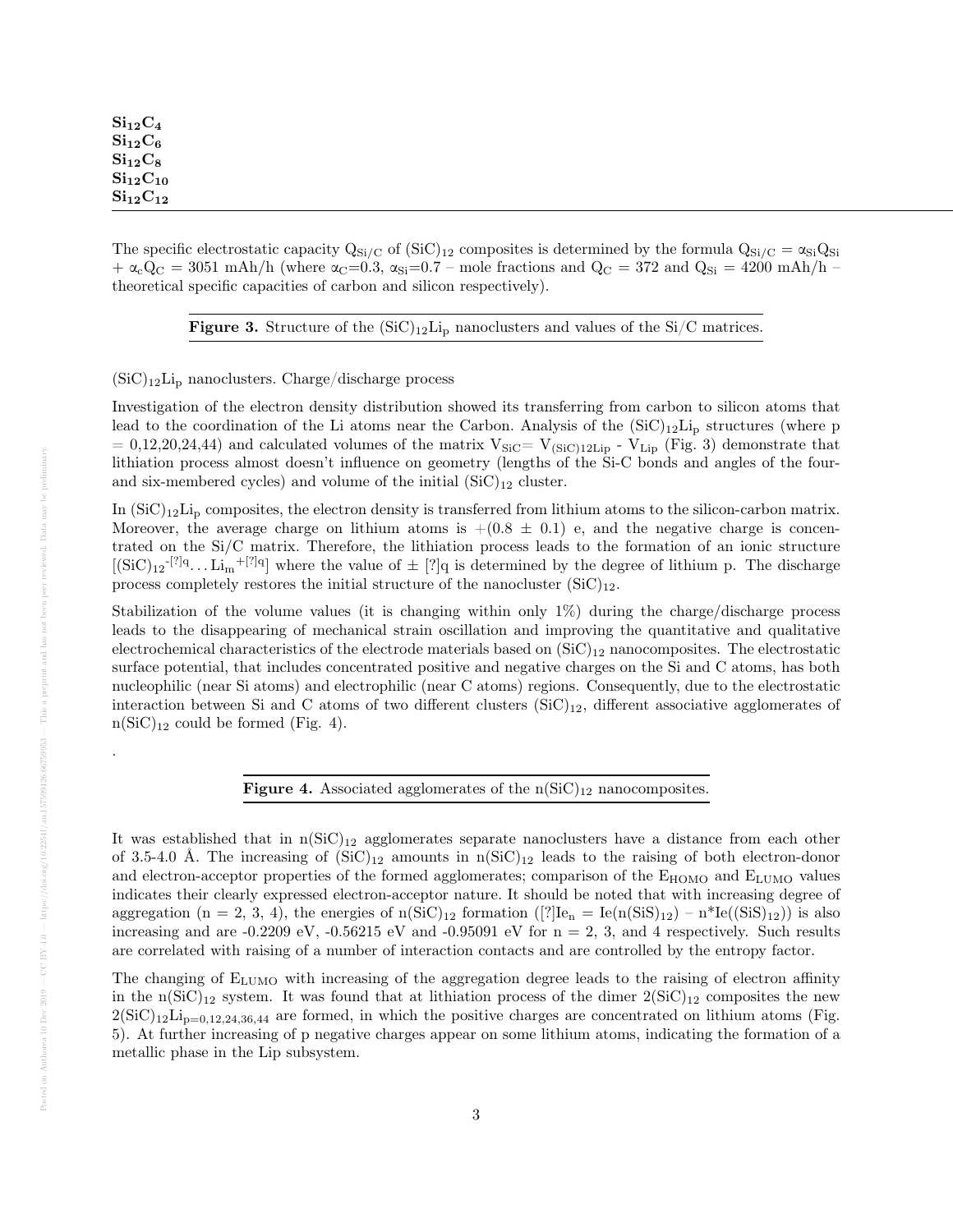| |
|---|
| $\mathbf{Si_{12}C_4}$ |
| $\mathbf{Si_{12}C_6}$ |
| $\mathbf{Si_{12}C_8}$ |
| $\mathbf{Si_{12}C_{10}}$ |
| $\mathbf{Si_{12}C_{12}}$ |

The specific electrostatic capacity $Q_{Si/C}$ of $(SiC)_{12}$ composites is determined by the formula $Q_{Si/C} = \alpha_{Si}Q_{Si} + \alpha_c Q_C = 3051$ mAh/h (where $\alpha_C$=0.3, $\alpha_{Si}$=0.7 – mole fractions and $Q_C$ = 372 and $Q_{Si}$ = 4200 mAh/h – theoretical specific capacities of carbon and silicon respectively).

**Figure 3.** Structure of the $(SiC)_{12}Li_p$ nanoclusters and values of the Si/C matrices.

$(SiC)_{12}Li_p$ nanoclusters. Charge/discharge process

Investigation of the electron density distribution showed its transferring from carbon to silicon atoms that lead to the coordination of the Li atoms near the Carbon. Analysis of the $(SiC)_{12}Li_p$ structures (where p = 0,12,20,24,44) and calculated volumes of the matrix $V_{SiC} = V_{(SiC)12Lip} - V_{Lip}$ (Fig. 3) demonstrate that lithiation process almost doesn't influence on geometry (lengths of the Si-C bonds and angles of the four- and six-membered cycles) and volume of the initial $(SiC)_{12}$ cluster.

In $(SiC)_{12}Li_p$ composites, the electron density is transferred from lithium atoms to the silicon-carbon matrix. Moreover, the average charge on lithium atoms is +(0.8 ± 0.1) e, and the negative charge is concentrated on the Si/C matrix. Therefore, the lithiation process leads to the formation of an ionic structure $[(SiC)_{12}^{-[?]q}\ldots Li_m^{+[?]q}]$ where the value of ± [?]q is determined by the degree of lithium p. The discharge process completely restores the initial structure of the nanocluster $(SiC)_{12}$.

Stabilization of the volume values (it is changing within only 1%) during the charge/discharge process leads to the disappearing of mechanical strain oscillation and improving the quantitative and qualitative electrochemical characteristics of the electrode materials based on $(SiC)_{12}$ nanocomposites. The electrostatic surface potential, that includes concentrated positive and negative charges on the Si and C atoms, has both nucleophilic (near Si atoms) and electrophilic (near C atoms) regions. Consequently, due to the electrostatic interaction between Si and C atoms of two different clusters $(SiC)_{12}$, different associative agglomerates of $n(SiC)_{12}$ could be formed (Fig. 4).

.

**Figure 4.** Associated agglomerates of the $n(SiC)_{12}$ nanocomposites.

It was established that in $n(SiC)_{12}$ agglomerates separate nanoclusters have a distance from each other of 3.5-4.0 Å. The increasing of $(SiC)_{12}$ amounts in $n(SiC)_{12}$ leads to the raising of both electron-donor and electron-acceptor properties of the formed agglomerates; comparison of the $E_{HOMO}$ and $E_{LUMO}$ values indicates their clearly expressed electron-acceptor nature. It should be noted that with increasing degree of aggregation (n = 2, 3, 4), the energies of $n(SiC)_{12}$ formation ($[?]Ie_n = Ie(n(SiS)_{12}) - n^*Ie((SiS)_{12})$) is also increasing and are -0.2209 eV, -0.56215 eV and -0.95091 eV for n = 2, 3, and 4 respectively. Such results are correlated with raising of a number of interaction contacts and are controlled by the entropy factor.

The changing of $E_{LUMO}$ with increasing of the aggregation degree leads to the raising of electron affinity in the $n(SiC)_{12}$ system. It was found that at lithiation process of the dimer $2(SiC)_{12}$ composites the new $2(SiC)_{12}Li_{p=0,12,24,36,44}$ are formed, in which the positive charges are concentrated on lithium atoms (Fig. 5). At further increasing of p negative charges appear on some lithium atoms, indicating the formation of a metallic phase in the Lip subsystem.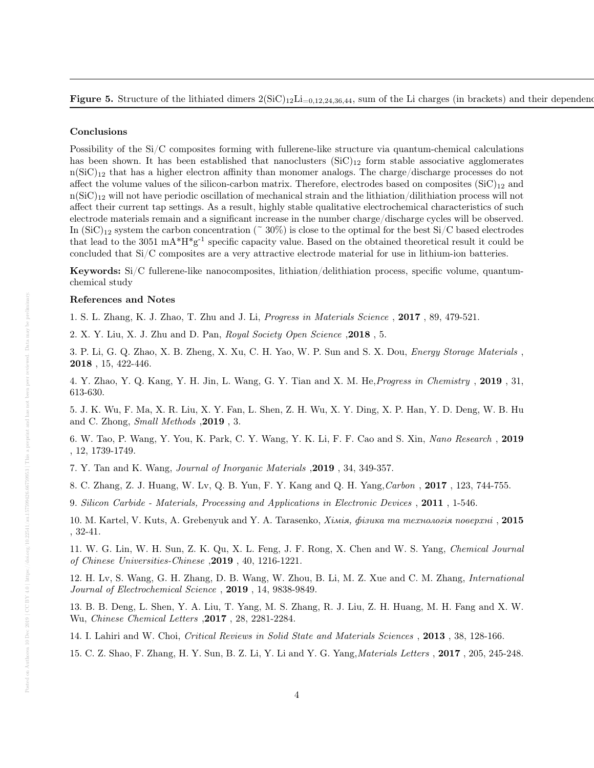**Figure 5.** Structure of the lithiated dimers $2(SiC)_{12}Li_{=0,12,24,36,44}$, sum of the Li charges (in brackets) and their dependenc

**Conclusions**

Possibility of the Si/C composites forming with fullerene-like structure via quantum-chemical calculations has been shown. It has been established that nanoclusters $(SiC)_{12}$ form stable associative agglomerates $n(SiC)_{12}$ that has a higher electron affinity than monomer analogs. The charge/discharge processes do not affect the volume values of the silicon-carbon matrix. Therefore, electrodes based on composites $(SiC)_{12}$ and $n(SiC)_{12}$ will not have periodic oscillation of mechanical strain and the lithiation/dilithiation process will not affect their current tap settings. As a result, highly stable qualitative electrochemical characteristics of such electrode materials remain and a significant increase in the number charge/discharge cycles will be observed. In $(SiC)_{12}$ system the carbon concentration (~ 30%) is close to the optimal for the best Si/C based electrodes that lead to the 3051 $mA*H*g^{-1}$ specific capacity value. Based on the obtained theoretical result it could be concluded that Si/C composites are a very attractive electrode material for use in lithium-ion batteries.

**Keywords:** Si/C fullerene-like nanocomposites, lithiation/delithiation process, specific volume, quantum-chemical study

**References and Notes**

1. S. L. Zhang, K. J. Zhao, T. Zhu and J. Li, *Progress in Materials Science* , **2017** , 89, 479-521.

2. X. Y. Liu, X. J. Zhu and D. Pan, *Royal Society Open Science* ,**2018** , 5.

3. P. Li, G. Q. Zhao, X. B. Zheng, X. Xu, C. H. Yao, W. P. Sun and S. X. Dou, *Energy Storage Materials* , **2018** , 15, 422-446.

4. Y. Zhao, Y. Q. Kang, Y. H. Jin, L. Wang, G. Y. Tian and X. M. He,*Progress in Chemistry* , **2019** , 31, 613-630.

5. J. K. Wu, F. Ma, X. R. Liu, X. Y. Fan, L. Shen, Z. H. Wu, X. Y. Ding, X. P. Han, Y. D. Deng, W. B. Hu and C. Zhong, *Small Methods* ,**2019** , 3.

6. W. Tao, P. Wang, Y. You, K. Park, C. Y. Wang, Y. K. Li, F. F. Cao and S. Xin, *Nano Research* , **2019** , 12, 1739-1749.

7. Y. Tan and K. Wang, *Journal of Inorganic Materials* ,**2019** , 34, 349-357.

8. C. Zhang, Z. J. Huang, W. Lv, Q. B. Yun, F. Y. Kang and Q. H. Yang,*Carbon* , **2017** , 123, 744-755.

9. *Silicon Carbide - Materials, Processing and Applications in Electronic Devices* , **2011** , 1-546.

10. M. Kartel, V. Kuts, A. Grebenyuk and Y. A. Tarasenko, *Хімія, фізика та технологія поверхні* , **2015** , 32-41.

11. W. G. Lin, W. H. Sun, Z. K. Qu, X. L. Feng, J. F. Rong, X. Chen and W. S. Yang, *Chemical Journal of Chinese Universities-Chinese* ,**2019** , 40, 1216-1221.

12. H. Lv, S. Wang, G. H. Zhang, D. B. Wang, W. Zhou, B. Li, M. Z. Xue and C. M. Zhang, *International Journal of Electrochemical Science* , **2019** , 14, 9838-9849.

13. B. B. Deng, L. Shen, Y. A. Liu, T. Yang, M. S. Zhang, R. J. Liu, Z. H. Huang, M. H. Fang and X. W. Wu, *Chinese Chemical Letters* ,**2017** , 28, 2281-2284.

14. I. Lahiri and W. Choi, *Critical Reviews in Solid State and Materials Sciences* , **2013** , 38, 128-166.

15. C. Z. Shao, F. Zhang, H. Y. Sun, B. Z. Li, Y. Li and Y. G. Yang,*Materials Letters* , **2017** , 205, 245-248.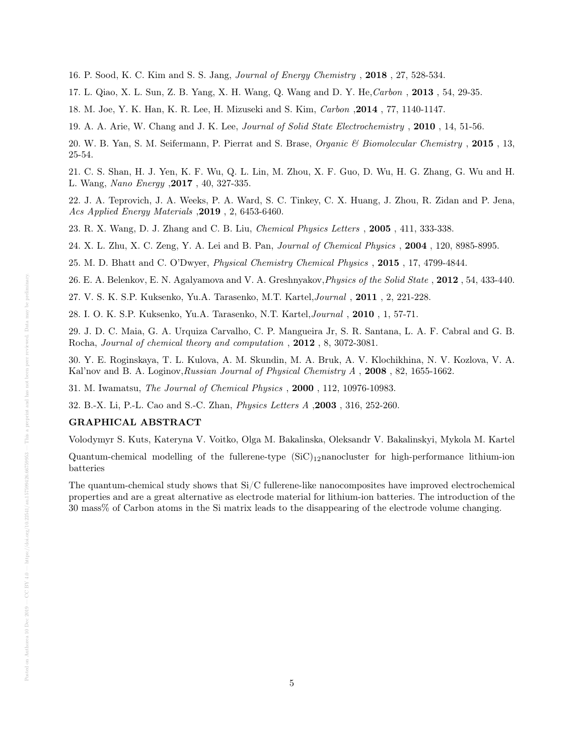16. P. Sood, K. C. Kim and S. S. Jang, *Journal of Energy Chemistry* , **2018** , 27, 528-534.

17. L. Qiao, X. L. Sun, Z. B. Yang, X. H. Wang, Q. Wang and D. Y. He,*Carbon* , **2013** , 54, 29-35.

18. M. Joe, Y. K. Han, K. R. Lee, H. Mizuseki and S. Kim, *Carbon* ,**2014** , 77, 1140-1147.

19. A. A. Arie, W. Chang and J. K. Lee, *Journal of Solid State Electrochemistry* , **2010** , 14, 51-56.

20. W. B. Yan, S. M. Seifermann, P. Pierrat and S. Brase, *Organic & Biomolecular Chemistry* , **2015** , 13, 25-54.

21. C. S. Shan, H. J. Yen, K. F. Wu, Q. L. Lin, M. Zhou, X. F. Guo, D. Wu, H. G. Zhang, G. Wu and H. L. Wang, *Nano Energy* ,**2017** , 40, 327-335.

22. J. A. Teprovich, J. A. Weeks, P. A. Ward, S. C. Tinkey, C. X. Huang, J. Zhou, R. Zidan and P. Jena, *Acs Applied Energy Materials* ,**2019** , 2, 6453-6460.

23. R. X. Wang, D. J. Zhang and C. B. Liu, *Chemical Physics Letters* , **2005** , 411, 333-338.

24. X. L. Zhu, X. C. Zeng, Y. A. Lei and B. Pan, *Journal of Chemical Physics* , **2004** , 120, 8985-8995.

25. M. D. Bhatt and C. O'Dwyer, *Physical Chemistry Chemical Physics* , **2015** , 17, 4799-4844.

26. E. A. Belenkov, E. N. Agalyamova and V. A. Greshnyakov,*Physics of the Solid State* , **2012** , 54, 433-440.

27. V. S. K. S.P. Kuksenko, Yu.A. Tarasenko, M.T. Kartel,*Journal* , **2011** , 2, 221-228.

28. I. O. K. S.P. Kuksenko, Yu.A. Tarasenko, N.T. Kartel,*Journal* , **2010** , 1, 57-71.

29. J. D. C. Maia, G. A. Urquiza Carvalho, C. P. Mangueira Jr, S. R. Santana, L. A. F. Cabral and G. B. Rocha, *Journal of chemical theory and computation* , **2012** , 8, 3072-3081.

30. Y. E. Roginskaya, T. L. Kulova, A. M. Skundin, M. A. Bruk, A. V. Klochikhina, N. V. Kozlova, V. A. Kal'nov and B. A. Loginov,*Russian Journal of Physical Chemistry A* , **2008** , 82, 1655-1662.

31. M. Iwamatsu, *The Journal of Chemical Physics* , **2000** , 112, 10976-10983.

32. B.-X. Li, P.-L. Cao and S.-C. Zhan, *Physics Letters A* ,**2003** , 316, 252-260.

## GRAPHICAL ABSTRACT

Volodymyr S. Kuts, Kateryna V. Voitko, Olga M. Bakalinska, Oleksandr V. Bakalinskyi, Mykola M. Kartel

Quantum-chemical modelling of the fullerene-type $(SiC)_{12}$nanocluster for high-performance lithium-ion batteries

The quantum-chemical study shows that Si/C fullerene-like nanocomposites have improved electrochemical properties and are a great alternative as electrode material for lithium-ion batteries. The introduction of the 30 mass% of Carbon atoms in the Si matrix leads to the disappearing of the electrode volume changing.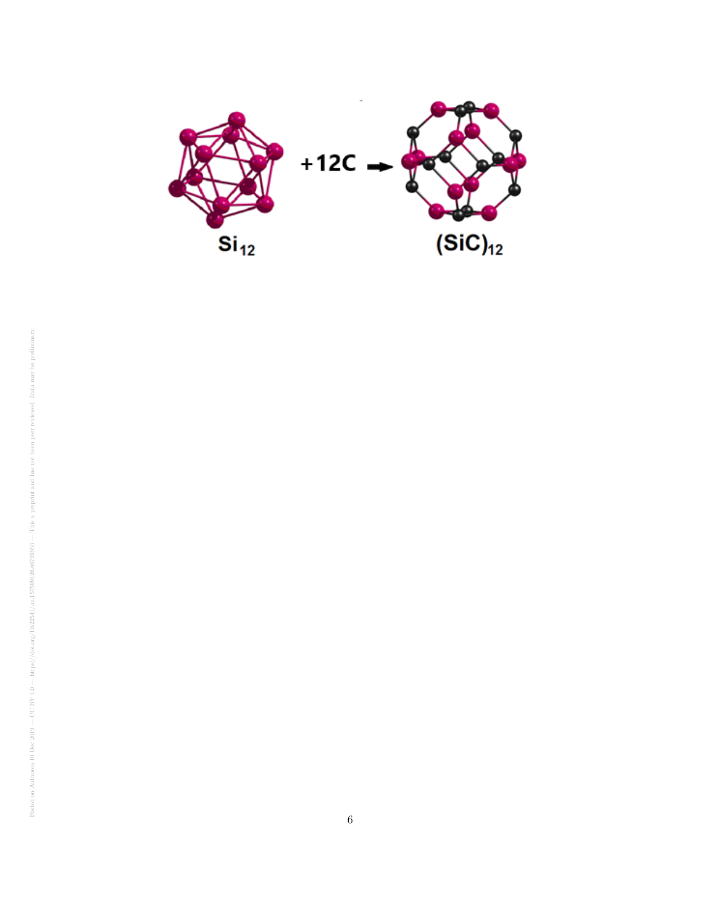$Si_{12}$

+12C →

$(SiC)_{12}$